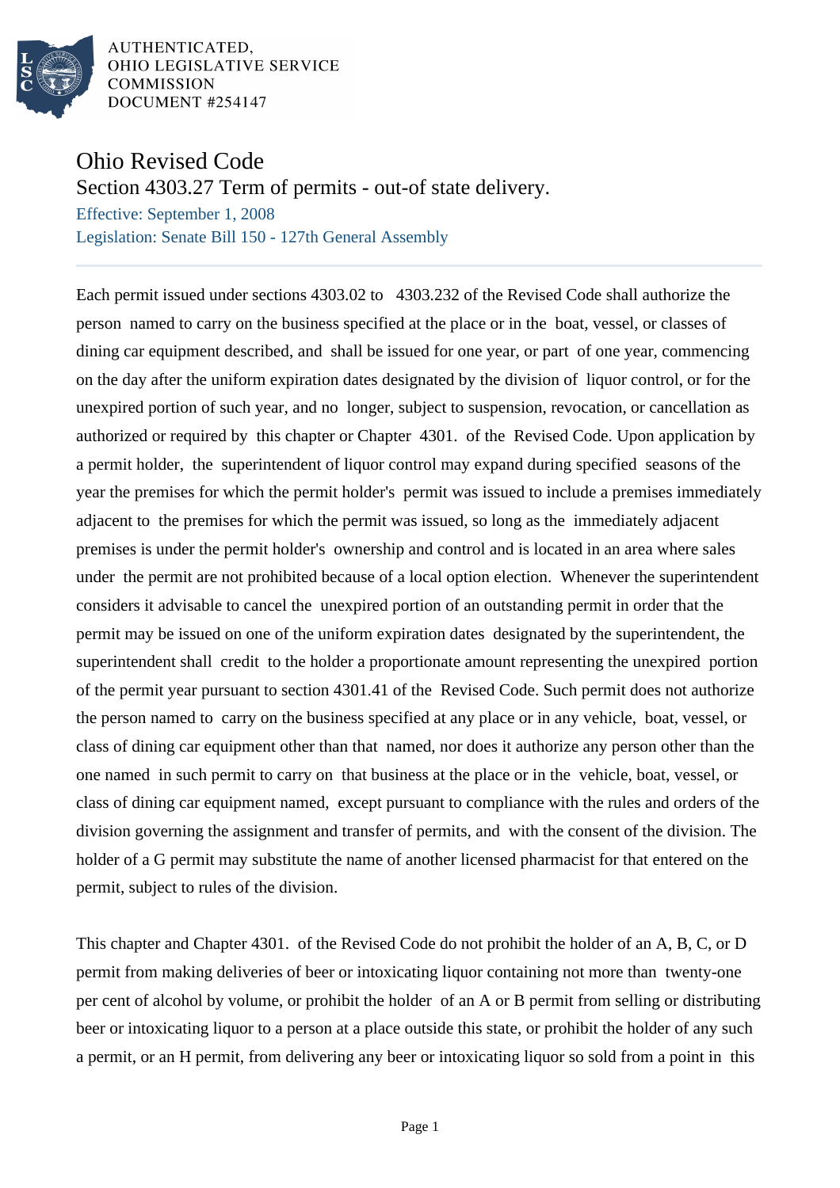AUTHENTICATED,
OHIO LEGISLATIVE SERVICE
COMMISSION
DOCUMENT #254147

# Ohio Revised Code

## Section 4303.27 Term of permits - out-of state delivery.

Effective: September 1, 2008

Legislation: Senate Bill 150 - 127th General Assembly

Each permit issued under sections 4303.02 to 4303.232 of the Revised Code shall authorize the person named to carry on the business specified at the place or in the boat, vessel, or classes of dining car equipment described, and shall be issued for one year, or part of one year, commencing on the day after the uniform expiration dates designated by the division of liquor control, or for the unexpired portion of such year, and no longer, subject to suspension, revocation, or cancellation as authorized or required by this chapter or Chapter 4301. of the Revised Code. Upon application by a permit holder, the superintendent of liquor control may expand during specified seasons of the year the premises for which the permit holder's permit was issued to include a premises immediately adjacent to the premises for which the permit was issued, so long as the immediately adjacent premises is under the permit holder's ownership and control and is located in an area where sales under the permit are not prohibited because of a local option election. Whenever the superintendent considers it advisable to cancel the unexpired portion of an outstanding permit in order that the permit may be issued on one of the uniform expiration dates designated by the superintendent, the superintendent shall credit to the holder a proportionate amount representing the unexpired portion of the permit year pursuant to section 4301.41 of the Revised Code. Such permit does not authorize the person named to carry on the business specified at any place or in any vehicle, boat, vessel, or class of dining car equipment other than that named, nor does it authorize any person other than the one named in such permit to carry on that business at the place or in the vehicle, boat, vessel, or class of dining car equipment named, except pursuant to compliance with the rules and orders of the division governing the assignment and transfer of permits, and with the consent of the division. The holder of a G permit may substitute the name of another licensed pharmacist for that entered on the permit, subject to rules of the division.

This chapter and Chapter 4301. of the Revised Code do not prohibit the holder of an A, B, C, or D permit from making deliveries of beer or intoxicating liquor containing not more than twenty-one per cent of alcohol by volume, or prohibit the holder of an A or B permit from selling or distributing beer or intoxicating liquor to a person at a place outside this state, or prohibit the holder of any such a permit, or an H permit, from delivering any beer or intoxicating liquor so sold from a point in this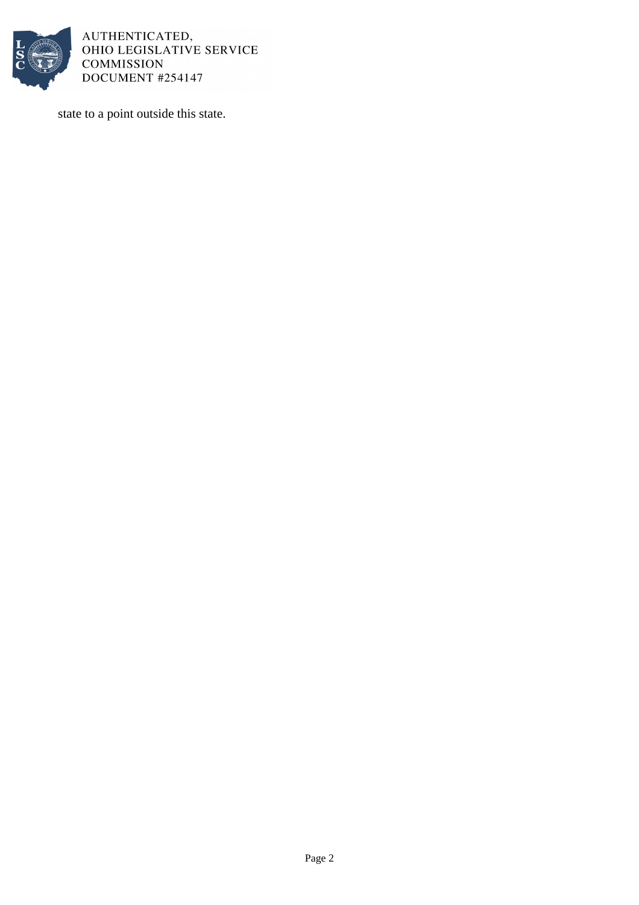state to a point outside this state.